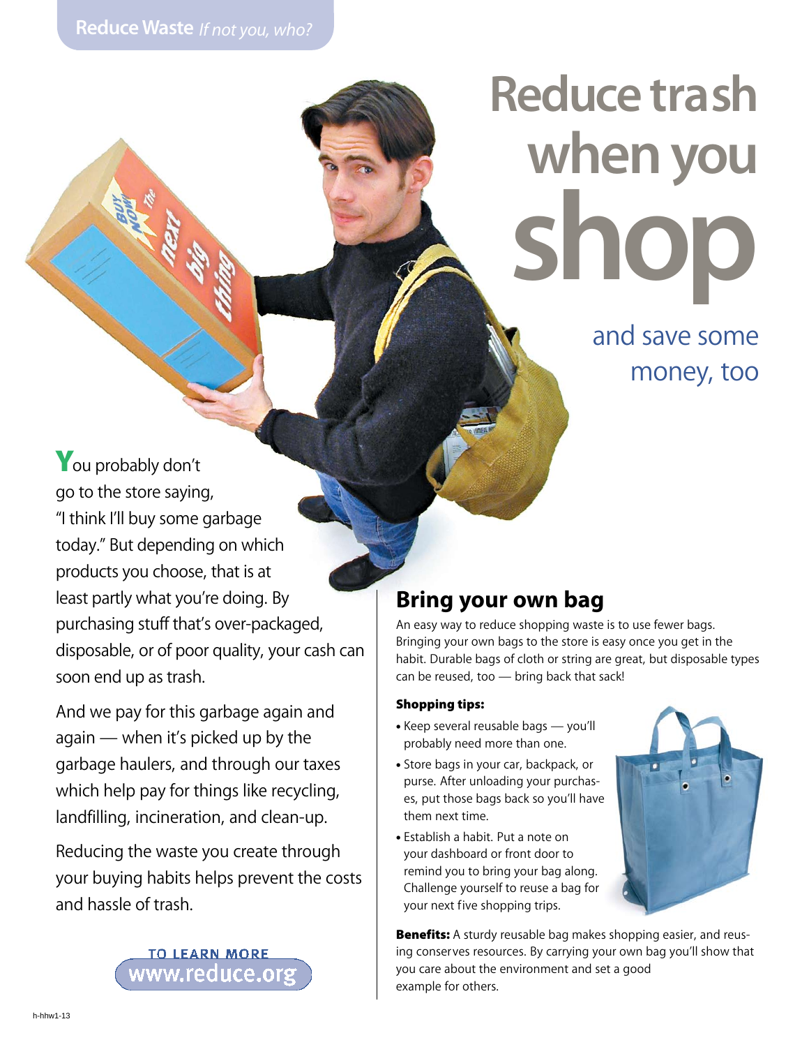**Reduce Waste** *If not you, who?*

# Reduce trash when you shop

## and save some money, too

You probably don't go to the store saying, "I think I'll buy some garbage today." But depending on which products you choose, that is at least partly what you're doing. By purchasing stuff that's over-packaged, disposable, or of poor quality, your cash can soon end up as trash.

And we pay for this garbage again and again — when it's picked up by the garbage haulers, and through our taxes which help pay for things like recycling, landfilling, incineration, and clean-up.

Reducing the waste you create through your buying habits helps prevent the costs and hassle of trash.

TO LEARN MORE
www.reduce.org

## Bring your own bag

An easy way to reduce shopping waste is to use fewer bags. Bringing your own bags to the store is easy once you get in the habit. Durable bags of cloth or string are great, but disposable types can be reused, too — bring back that sack!

**Shopping tips:**

- Keep several reusable bags — you'll probably need more than one.
- Store bags in your car, backpack, or purse. After unloading your purchases, put those bags back so you'll have them next time.
- Establish a habit. Put a note on your dashboard or front door to remind you to bring your bag along. Challenge yourself to reuse a bag for your next five shopping trips.

**Benefits:** A sturdy reusable bag makes shopping easier, and reusing conserves resources. By carrying your own bag you'll show that you care about the environment and set a good example for others.

h-hhw1-13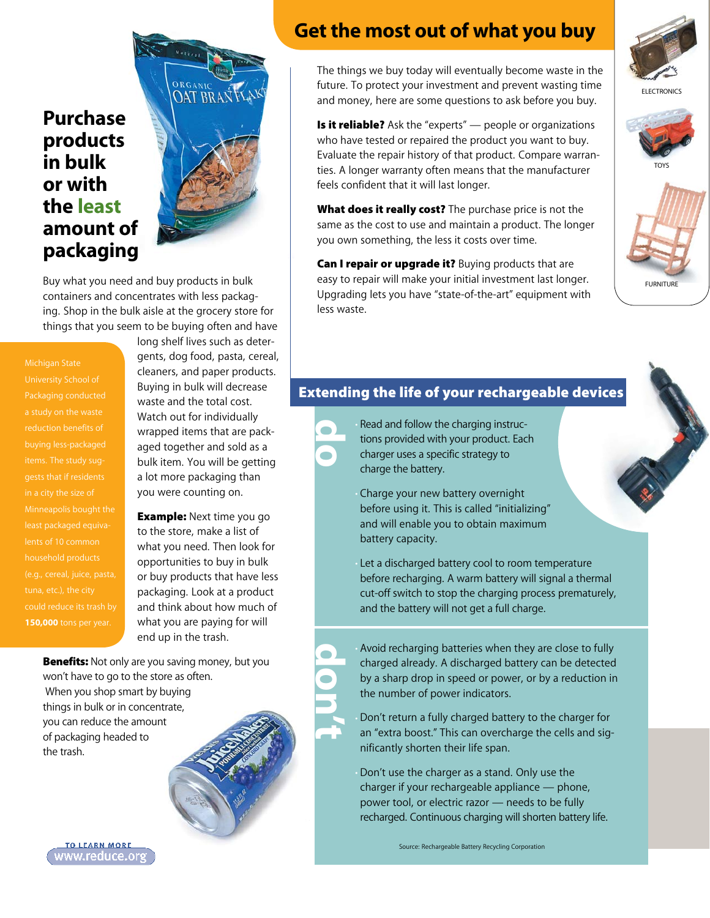# Purchase products in bulk or with the least amount of packaging

Buy what you need and buy products in bulk containers and concentrates with less packaging. Shop in the bulk aisle at the grocery store for things that you seem to be buying often and have long shelf lives such as detergents, dog food, pasta, cereal, cleaners, and paper products. Buying in bulk will decrease waste and the total cost. Watch out for individually wrapped items that are packaged together and sold as a bulk item. You will be getting a lot more packaging than you were counting on.

Michigan State University School of Packaging conducted a study on the waste reduction benefits of buying less-packaged items. The study suggests that if residents in a city the size of Minneapolis bought the least packaged equivalents of 10 common household products (e.g., cereal, juice, pasta, tuna, etc.), the city could reduce its trash by **150,000** tons per year.

**Example:** Next time you go to the store, make a list of what you need. Then look for opportunities to buy in bulk or buy products that have less packaging. Look at a product and think about how much of what you are paying for will end up in the trash.

**Benefits:** Not only are you saving money, but you won't have to go to the store as often. When you shop smart by buying things in bulk or in concentrate, you can reduce the amount of packaging headed to the trash.

TO LEARN MORE www.reduce.org

# Get the most out of what you buy

The things we buy today will eventually become waste in the future. To protect your investment and prevent wasting time and money, here are some questions to ask before you buy.

**Is it reliable?** Ask the "experts" — people or organizations who have tested or repaired the product you want to buy. Evaluate the repair history of that product. Compare warranties. A longer warranty often means that the manufacturer feels confident that it will last longer.

**What does it really cost?** The purchase price is not the same as the cost to use and maintain a product. The longer you own something, the less it costs over time.

**Can I repair or upgrade it?** Buying products that are easy to repair will make your initial investment last longer. Upgrading lets you have "state-of-the-art" equipment with less waste.

ELECTRONICS

TOYS

FURNITURE

## Extending the life of your rechargeable devices

**do**

- Read and follow the charging instructions provided with your product. Each charger uses a specific strategy to charge the battery.
- Charge your new battery overnight before using it. This is called "initializing" and will enable you to obtain maximum battery capacity.
- Let a discharged battery cool to room temperature before recharging. A warm battery will signal a thermal cut-off switch to stop the charging process prematurely, and the battery will not get a full charge.

**don't**

- Avoid recharging batteries when they are close to fully charged already. A discharged battery can be detected by a sharp drop in speed or power, or by a reduction in the number of power indicators.
- Don't return a fully charged battery to the charger for an "extra boost." This can overcharge the cells and significantly shorten their life span.
- Don't use the charger as a stand. Only use the charger if your rechargeable appliance — phone, power tool, or electric razor — needs to be fully recharged. Continuous charging will shorten battery life.

Source: Rechargeable Battery Recycling Corporation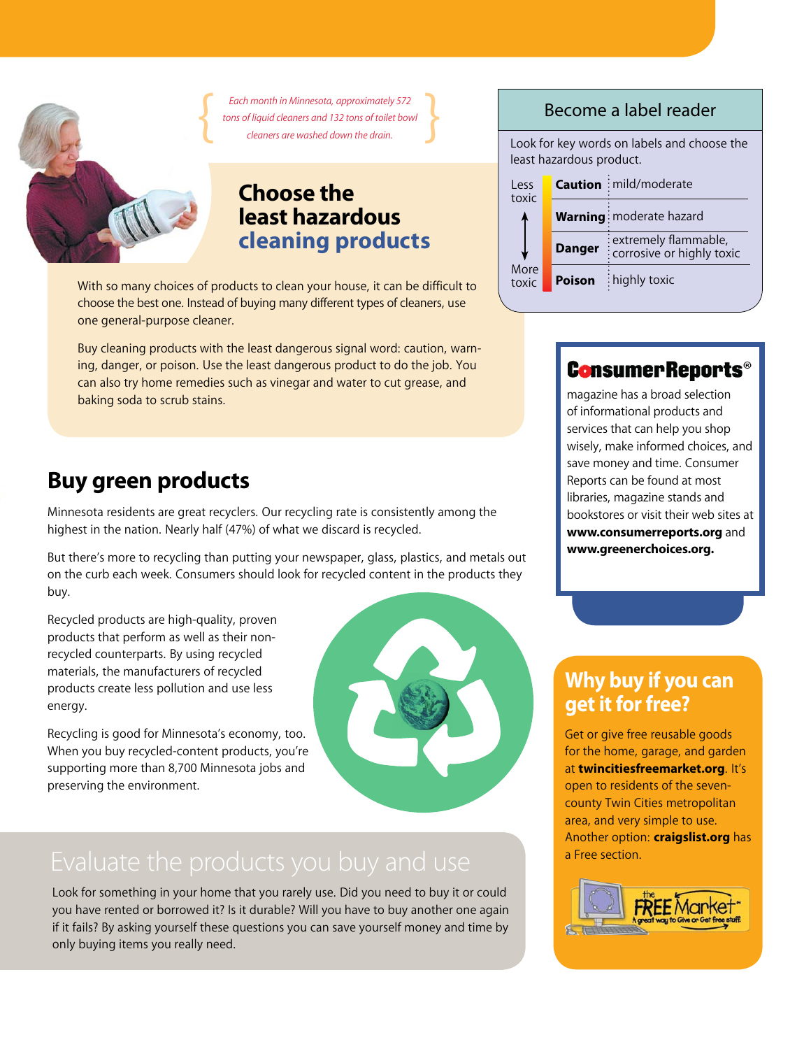*Each month in Minnesota, approximately 572 tons of liquid cleaners and 132 tons of toilet bowl cleaners are washed down the drain.*

## Choose the least hazardous cleaning products

With so many choices of products to clean your house, it can be difficult to choose the best one. Instead of buying many different types of cleaners, use one general-purpose cleaner.

Buy cleaning products with the least dangerous signal word: caution, warning, danger, or poison. Use the least dangerous product to do the job. You can also try home remedies such as vinegar and water to cut grease, and baking soda to scrub stains.

### Become a label reader

Look for key words on labels and choose the least hazardous product.

| | Signal word | Meaning |
|---|---|---|
| Less toxic | **Caution** | mild/moderate |
| ↑ | **Warning** | moderate hazard |
| ↓ | **Danger** | extremely flammable, corrosive or highly toxic |
| More toxic | **Poison** | highly toxic |

## Buy green products

Minnesota residents are great recyclers. Our recycling rate is consistently among the highest in the nation. Nearly half (47%) of what we discard is recycled.

But there's more to recycling than putting your newspaper, glass, plastics, and metals out on the curb each week. Consumers should look for recycled content in the products they buy.

Recycled products are high-quality, proven products that perform as well as their non-recycled counterparts. By using recycled materials, the manufacturers of recycled products create less pollution and use less energy.

Recycling is good for Minnesota's economy, too. When you buy recycled-content products, you're supporting more than 8,700 Minnesota jobs and preserving the environment.

### ConsumerReports®

magazine has a broad selection of informational products and services that can help you shop wisely, make informed choices, and save money and time. Consumer Reports can be found at most libraries, magazine stands and bookstores or visit their web sites at **www.consumerreports.org** and **www.greenerchoices.org.**

## Evaluate the products you buy and use

Look for something in your home that you rarely use. Did you need to buy it or could you have rented or borrowed it? Is it durable? Will you have to buy another one again if it fails? By asking yourself these questions you can save yourself money and time by only buying items you really need.

### Why buy if you can get it for free?

Get or give free reusable goods for the home, garage, and garden at **twincitiesfreemarket.org**. It's open to residents of the seven-county Twin Cities metropolitan area, and very simple to use. Another option: **craigslist.org** has a Free section.

the FREE Market™ A great way to Give or Get free stuff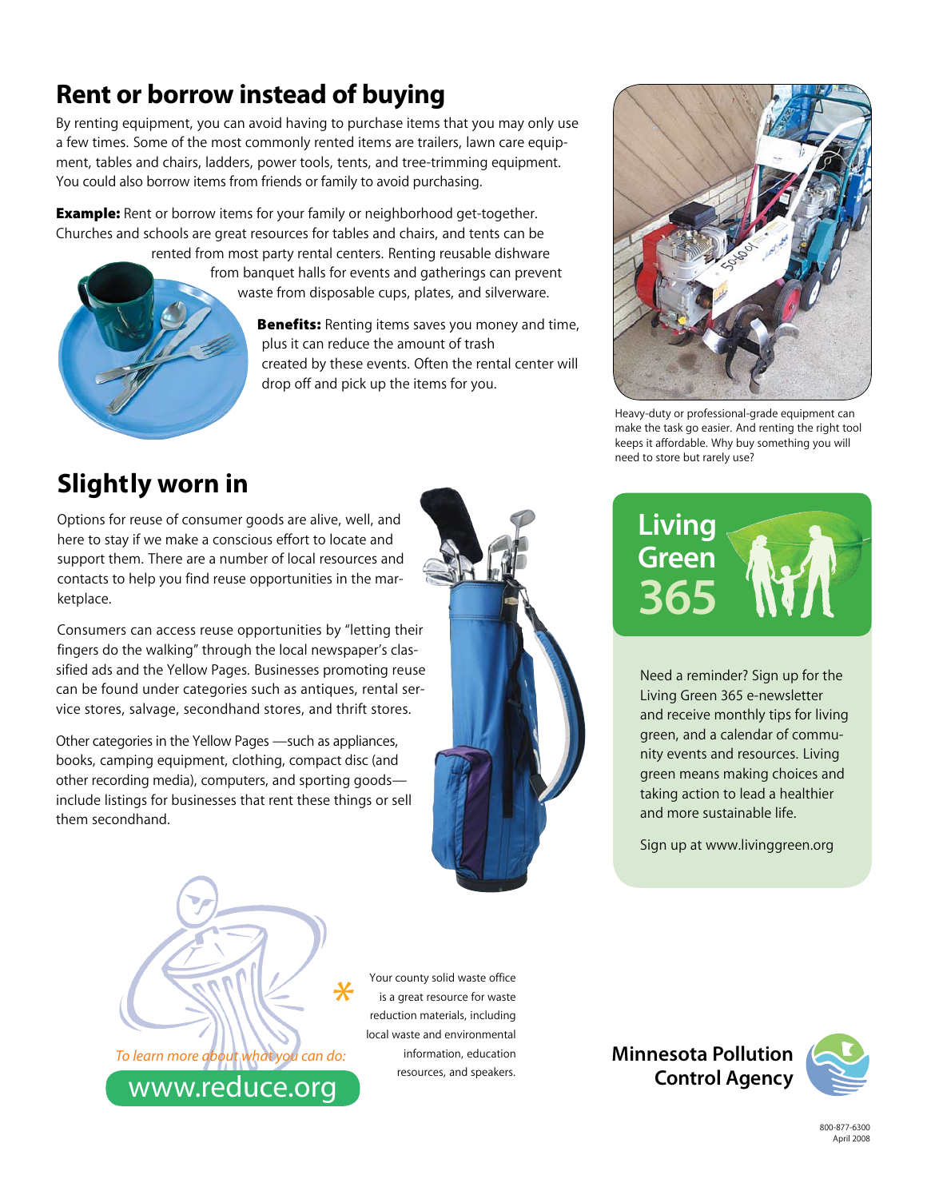## Rent or borrow instead of buying

By renting equipment, you can avoid having to purchase items that you may only use a few times. Some of the most commonly rented items are trailers, lawn care equipment, tables and chairs, ladders, power tools, tents, and tree-trimming equipment. You could also borrow items from friends or family to avoid purchasing.

**Example:** Rent or borrow items for your family or neighborhood get-together. Churches and schools are great resources for tables and chairs, and tents can be rented from most party rental centers. Renting reusable dishware from banquet halls for events and gatherings can prevent waste from disposable cups, plates, and silverware.

**Benefits:** Renting items saves you money and time, plus it can reduce the amount of trash created by these events. Often the rental center will drop off and pick up the items for you.

Heavy-duty or professional-grade equipment can make the task go easier. And renting the right tool keeps it affordable. Why buy something you will need to store but rarely use?

## Slightly worn in

Options for reuse of consumer goods are alive, well, and here to stay if we make a conscious effort to locate and support them. There are a number of local resources and contacts to help you find reuse opportunities in the marketplace.

Consumers can access reuse opportunities by "letting their fingers do the walking" through the local newspaper's classified ads and the Yellow Pages. Businesses promoting reuse can be found under categories such as antiques, rental service stores, salvage, secondhand stores, and thrift stores.

Other categories in the Yellow Pages —such as appliances, books, camping equipment, clothing, compact disc (and other recording media), computers, and sporting goods—include listings for businesses that rent these things or sell them secondhand.

**Living Green 365**

Need a reminder? Sign up for the Living Green 365 e-newsletter and receive monthly tips for living green, and a calendar of community events and resources. Living green means making choices and taking action to lead a healthier and more sustainable life.

Sign up at www.livinggreen.org

*To learn more about what you can do:*

www.reduce.org

* Your county solid waste office is a great resource for waste reduction materials, including local waste and environmental information, education resources, and speakers.

Minnesota Pollution Control Agency

800-877-6300
April 2008